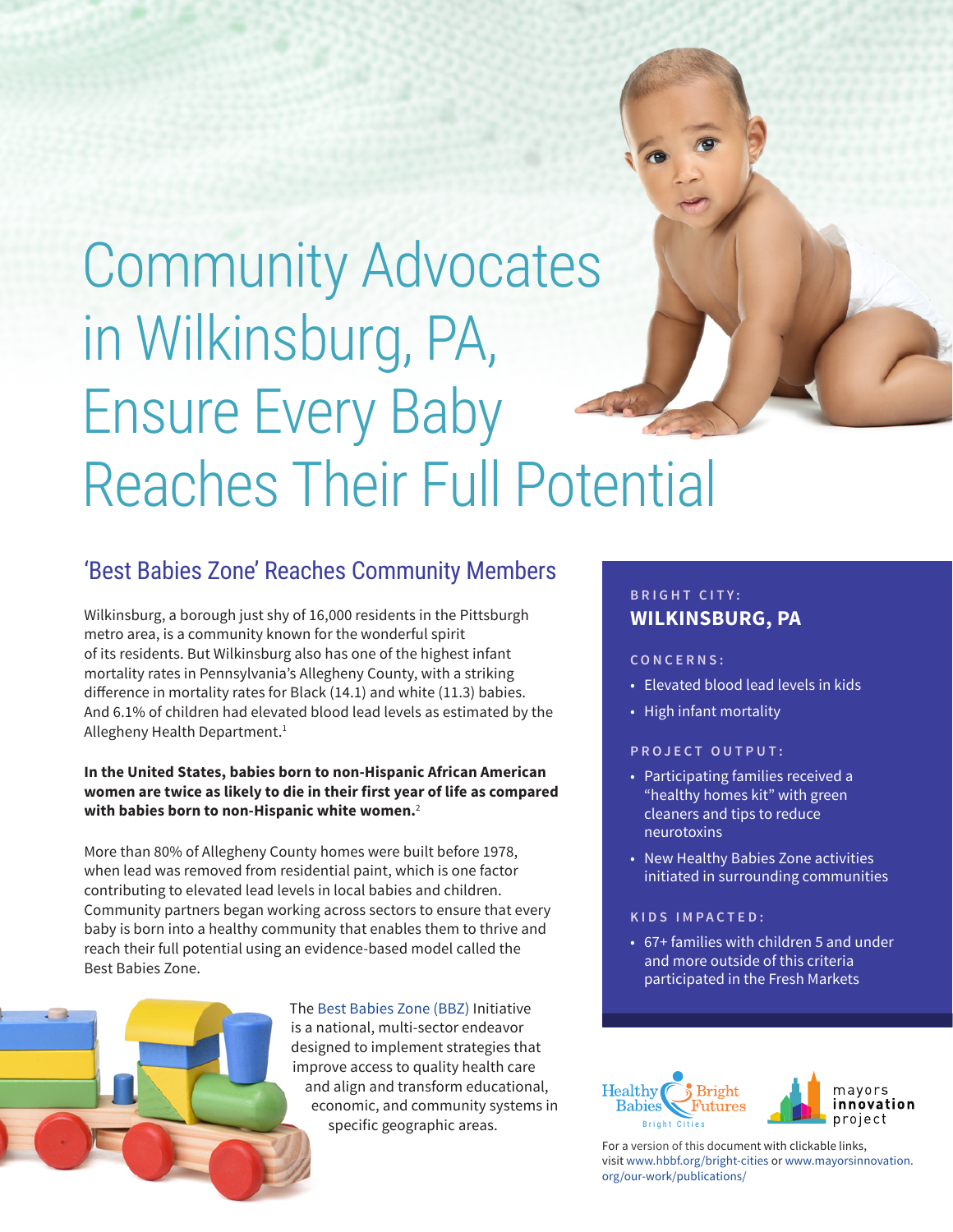# Community Advocates in Wilkinsburg, PA, Ensure Every Baby Reaches Their Full Potential

## 'Best Babies Zone' Reaches Community Members

Wilkinsburg, a borough just shy of 16,000 residents in the Pittsburgh metro area, is a community known for the wonderful spirit of its residents. But Wilkinsburg also has one of the highest infant mortality rates in Pennsylvania's Allegheny County, with a striking difference in mortality rates for Black (14.1) and white (11.3) babies. And 6.1% of children had elevated blood lead levels as estimated by the Allegheny Health Department.[1]

**In the United States, babies born to non-Hispanic African American women are twice as likely to die in their first year of life as compared with babies born to non-Hispanic white women.**[2]

More than 80% of Allegheny County homes were built before 1978, when lead was removed from residential paint, which is one factor contributing to elevated lead levels in local babies and children. Community partners began working across sectors to ensure that every baby is born into a healthy community that enables them to thrive and reach their full potential using an evidence-based model called the Best Babies Zone.

The Best Babies Zone (BBZ) Initiative is a national, multi-sector endeavor designed to implement strategies that improve access to quality health care and align and transform educational, economic, and community systems in specific geographic areas.

BRIGHT CITY:
**WILKINSBURG, PA**

CONCERNS:

- Elevated blood lead levels in kids
- High infant mortality

PROJECT OUTPUT:

- Participating families received a "healthy homes kit" with green cleaners and tips to reduce neurotoxins
- New Healthy Babies Zone activities initiated in surrounding communities

KIDS IMPACTED:

- 67+ families with children 5 and under and more outside of this criteria participated in the Fresh Markets

Healthy Babies Bright Futures — Bright Cities | mayors innovation project

For a version of this document with clickable links, visit www.hbbf.org/bright-cities or www.mayorsinnovation.org/our-work/publications/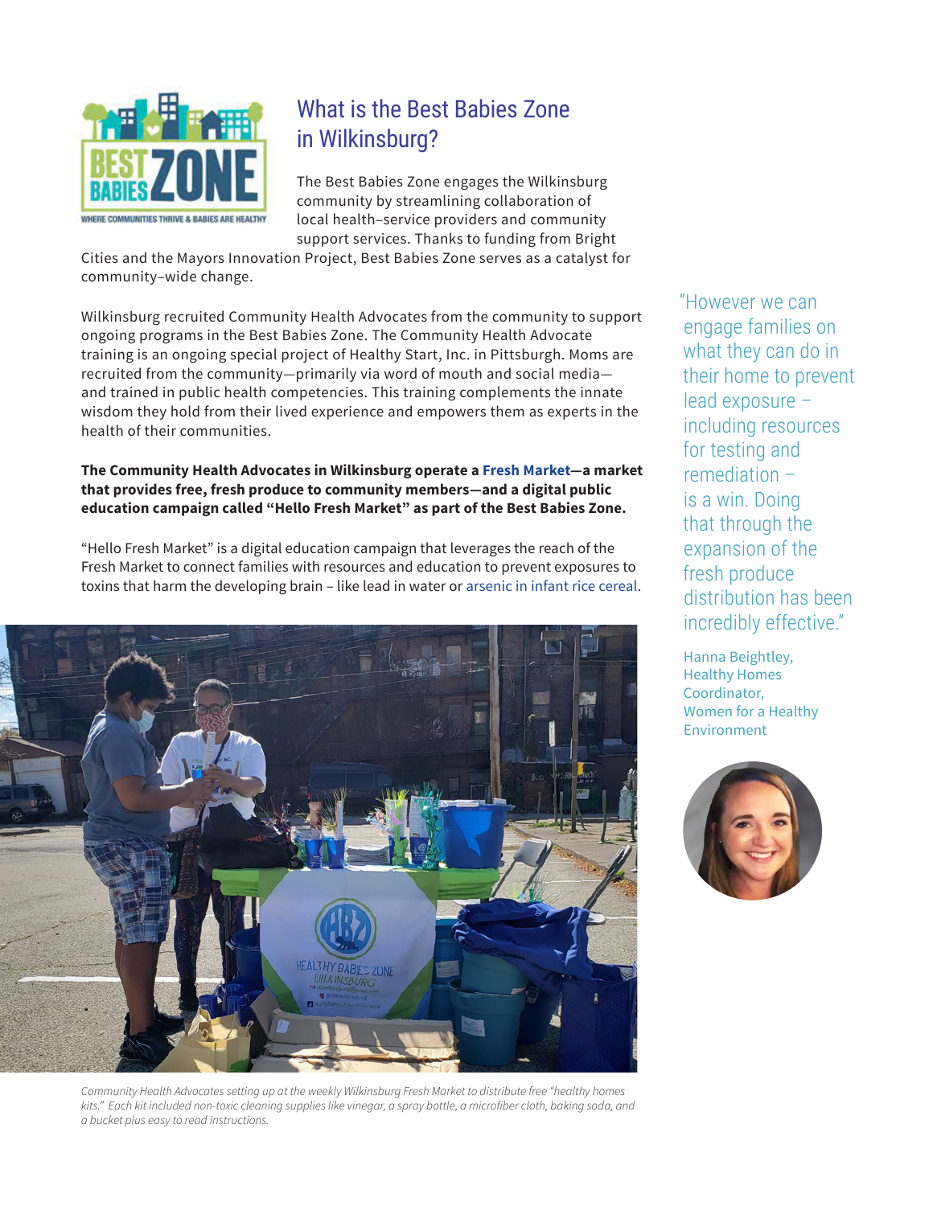## What is the Best Babies Zone in Wilkinsburg?

The Best Babies Zone engages the Wilkinsburg community by streamlining collaboration of local health–service providers and community support services. Thanks to funding from Bright Cities and the Mayors Innovation Project, Best Babies Zone serves as a catalyst for community–wide change.

Wilkinsburg recruited Community Health Advocates from the community to support ongoing programs in the Best Babies Zone. The Community Health Advocate training is an ongoing special project of Healthy Start, Inc. in Pittsburgh. Moms are recruited from the community—primarily via word of mouth and social media—and trained in public health competencies. This training complements the innate wisdom they hold from their lived experience and empowers them as experts in the health of their communities.

**The Community Health Advocates in Wilkinsburg operate a Fresh Market—a market that provides free, fresh produce to community members—and a digital public education campaign called "Hello Fresh Market" as part of the Best Babies Zone.**

"Hello Fresh Market" is a digital education campaign that leverages the reach of the Fresh Market to connect families with resources and education to prevent exposures to toxins that harm the developing brain – like lead in water or arsenic in infant rice cereal.

*Community Health Advocates setting up at the weekly Wilkinsburg Fresh Market to distribute free "healthy homes kits." Each kit included non-toxic cleaning supplies like vinegar, a spray bottle, a microfiber cloth, baking soda, and a bucket plus easy to read instructions.*

> "However we can engage families on what they can do in their home to prevent lead exposure – including resources for testing and remediation – is a win. Doing that through the expansion of the fresh produce distribution has been incredibly effective."
>
> Hanna Beightley, Healthy Homes Coordinator, Women for a Healthy Environment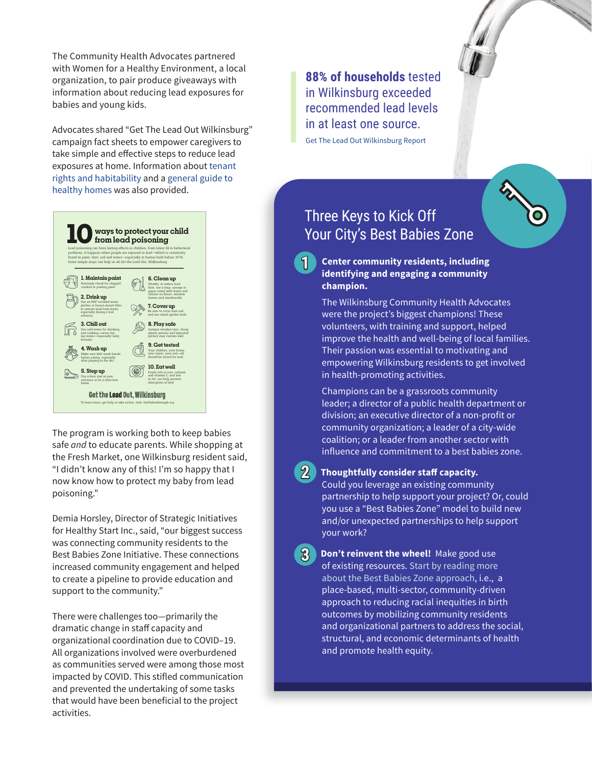The Community Health Advocates partnered with Women for a Healthy Environment, a local organization, to pair produce giveaways with information about reducing lead exposures for babies and young kids.

Advocates shared "Get The Lead Out Wilkinsburg" campaign fact sheets to empower caregivers to take simple and effective steps to reduce lead exposures at home. Information about tenant rights and habitability and a general guide to healthy homes was also provided.

**10 ways to protect your child from lead poisoning**

Lead poisoning can have lasting effects in children, from lower IQ to behavioral problems. It happens when people are exposed to lead—which is commonly found in paint, dust, soil and water—especially in homes built before 1978. Some simple steps can help us all *Get the Lead Out, Wilkinsburg.*

1. **Maintain paint** Routinely check for chipped, cracked or peeling paint
2. **Drink up** Use an NSF-certified water pitcher or faucet-mount filter to remove lead from water, especially during a boil advisory
3. **Chill out** Use cold water for drinking and cooking—never hot tap water—especially baby formula
4. **Wash up** Make sure kids wash hands before eating, especially after playing in the dirt
5. **Step up** Use a door mat at your entrance or be a shoe-free home
6. **Clean up** Weekly, to reduce lead dust, use a mop, sponge or paper towel with water and cleaner on floors, window frames and windowsills
7. **Cover up** Be sure to cover bare soil and use raised garden beds
8. **Play safe** Antique wooden toys, cheap plastic jewelry and imported pottery may contain lead
9. **Get tested** Your children, your home, your water, your soil—all should be tested for lead
10. **Eat well** Foods rich in iron, calcium and vitamin C, and low in fat, can help prevent absorption of lead

**Get the Lead Out, Wilkinsburg**

To learn more, get help or take action, visit: Gettheleadoutpgh.org

The program is working both to keep babies safe *and* to educate parents. While shopping at the Fresh Market, one Wilkinsburg resident said, "I didn't know any of this! I'm so happy that I now know how to protect my baby from lead poisoning."

Demia Horsley, Director of Strategic Initiatives for Healthy Start Inc., said, "our biggest success was connecting community residents to the Best Babies Zone Initiative. These connections increased community engagement and helped to create a pipeline to provide education and support to the community."

There were challenges too—primarily the dramatic change in staff capacity and organizational coordination due to COVID–19. All organizations involved were overburdened as communities served were among those most impacted by COVID. This stifled communication and prevented the undertaking of some tasks that would have been beneficial to the project activities.

> **88% of households** tested in Wilkinsburg exceeded recommended lead levels in at least one source.
>
> Get The Lead Out Wilkinsburg Report

## Three Keys to Kick Off Your City's Best Babies Zone

**1. Center community residents, including identifying and engaging a community champion.**

The Wilkinsburg Community Health Advocates were the project's biggest champions! These volunteers, with training and support, helped improve the health and well-being of local families. Their passion was essential to motivating and empowering Wilkinsburg residents to get involved in health-promoting activities.

Champions can be a grassroots community leader; a director of a public health department or division; an executive director of a non-profit or community organization; a leader of a city-wide coalition; or a leader from another sector with influence and commitment to a best babies zone.

**2. Thoughtfully consider staff capacity.** Could you leverage an existing community partnership to help support your project? Or, could you use a "Best Babies Zone" model to build new and/or unexpected partnerships to help support your work?

**3. Don't reinvent the wheel!** Make good use of existing resources. Start by reading more about the Best Babies Zone approach, i.e., a place-based, multi-sector, community-driven approach to reducing racial inequities in birth outcomes by mobilizing community residents and organizational partners to address the social, structural, and economic determinants of health and promote health equity.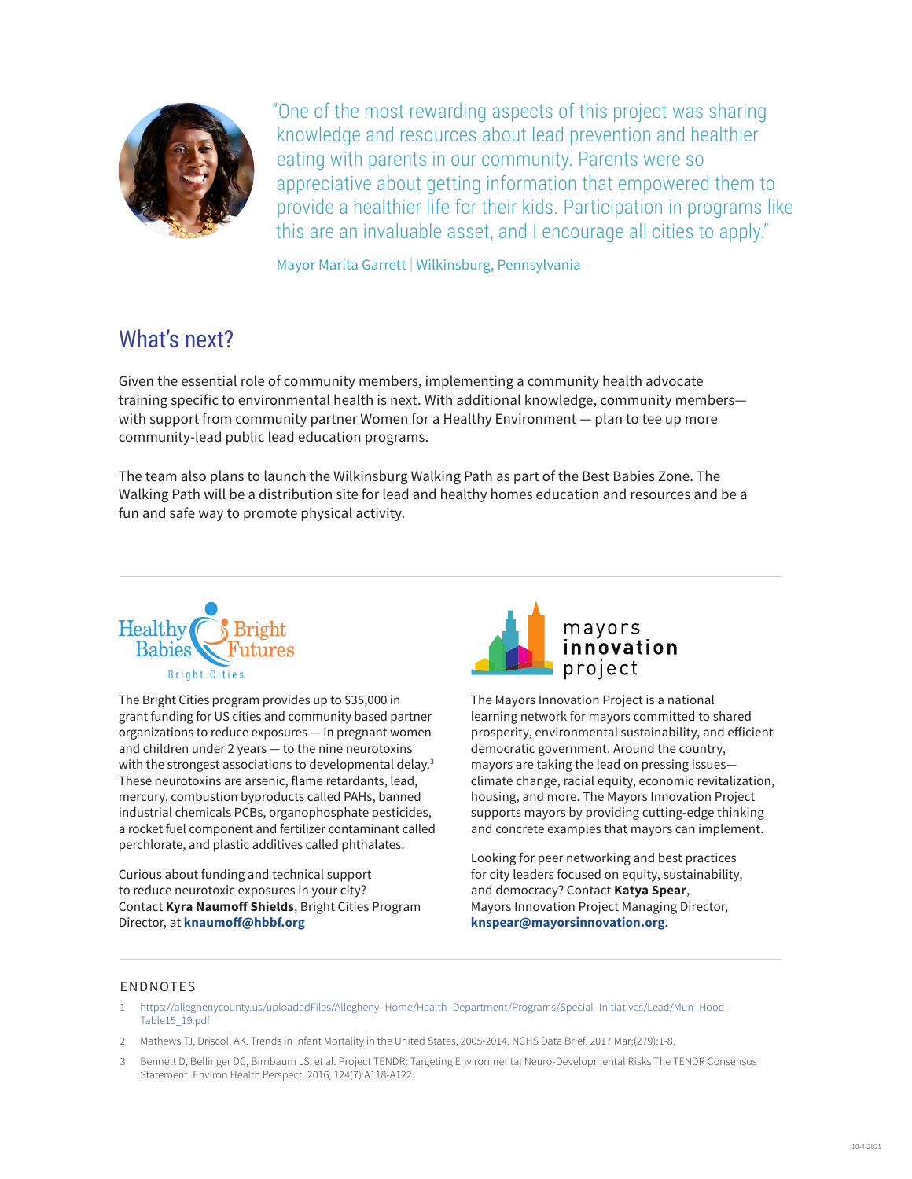"One of the most rewarding aspects of this project was sharing knowledge and resources about lead prevention and healthier eating with parents in our community. Parents were so appreciative about getting information that empowered them to provide a healthier life for their kids. Participation in programs like this are an invaluable asset, and I encourage all cities to apply."

Mayor Marita Garrett | Wilkinsburg, Pennsylvania

## What's next?

Given the essential role of community members, implementing a community health advocate training specific to environmental health is next. With additional knowledge, community members—with support from community partner Women for a Healthy Environment — plan to tee up more community-lead public lead education programs.

The team also plans to launch the Wilkinsburg Walking Path as part of the Best Babies Zone. The Walking Path will be a distribution site for lead and healthy homes education and resources and be a fun and safe way to promote physical activity.

Healthy Babies Bright Futures
Bright Cities

The Bright Cities program provides up to $35,000 in grant funding for US cities and community based partner organizations to reduce exposures — in pregnant women and children under 2 years — to the nine neurotoxins with the strongest associations to developmental delay.[3] These neurotoxins are arsenic, flame retardants, lead, mercury, combustion byproducts called PAHs, banned industrial chemicals PCBs, organophosphate pesticides, a rocket fuel component and fertilizer contaminant called perchlorate, and plastic additives called phthalates.

Curious about funding and technical support to reduce neurotoxic exposures in your city? Contact **Kyra Naumoff Shields**, Bright Cities Program Director, at **knaumoff@hbbf.org**

mayors innovation project

The Mayors Innovation Project is a national learning network for mayors committed to shared prosperity, environmental sustainability, and efficient democratic government. Around the country, mayors are taking the lead on pressing issues—climate change, racial equity, economic revitalization, housing, and more. The Mayors Innovation Project supports mayors by providing cutting-edge thinking and concrete examples that mayors can implement.

Looking for peer networking and best practices for city leaders focused on equity, sustainability, and democracy? Contact **Katya Spear**, Mayors Innovation Project Managing Director, **knspear@mayorsinnovation.org**.

## ENDNOTES

1. https://alleghenycounty.us/uploadedFiles/Allegheny_Home/Health_Department/Programs/Special_Initiatives/Lead/Mun_Hood_Table15_19.pdf
2. Mathews TJ, Driscoll AK. Trends in Infant Mortality in the United States, 2005-2014. NCHS Data Brief. 2017 Mar;(279):1-8.
3. Bennett D, Bellinger DC, Birnbaum LS, et al. Project TENDR: Targeting Environmental Neuro-Developmental Risks The TENDR Consensus Statement. Environ Health Perspect. 2016; 124(7):A118-A122.

10-4-2021